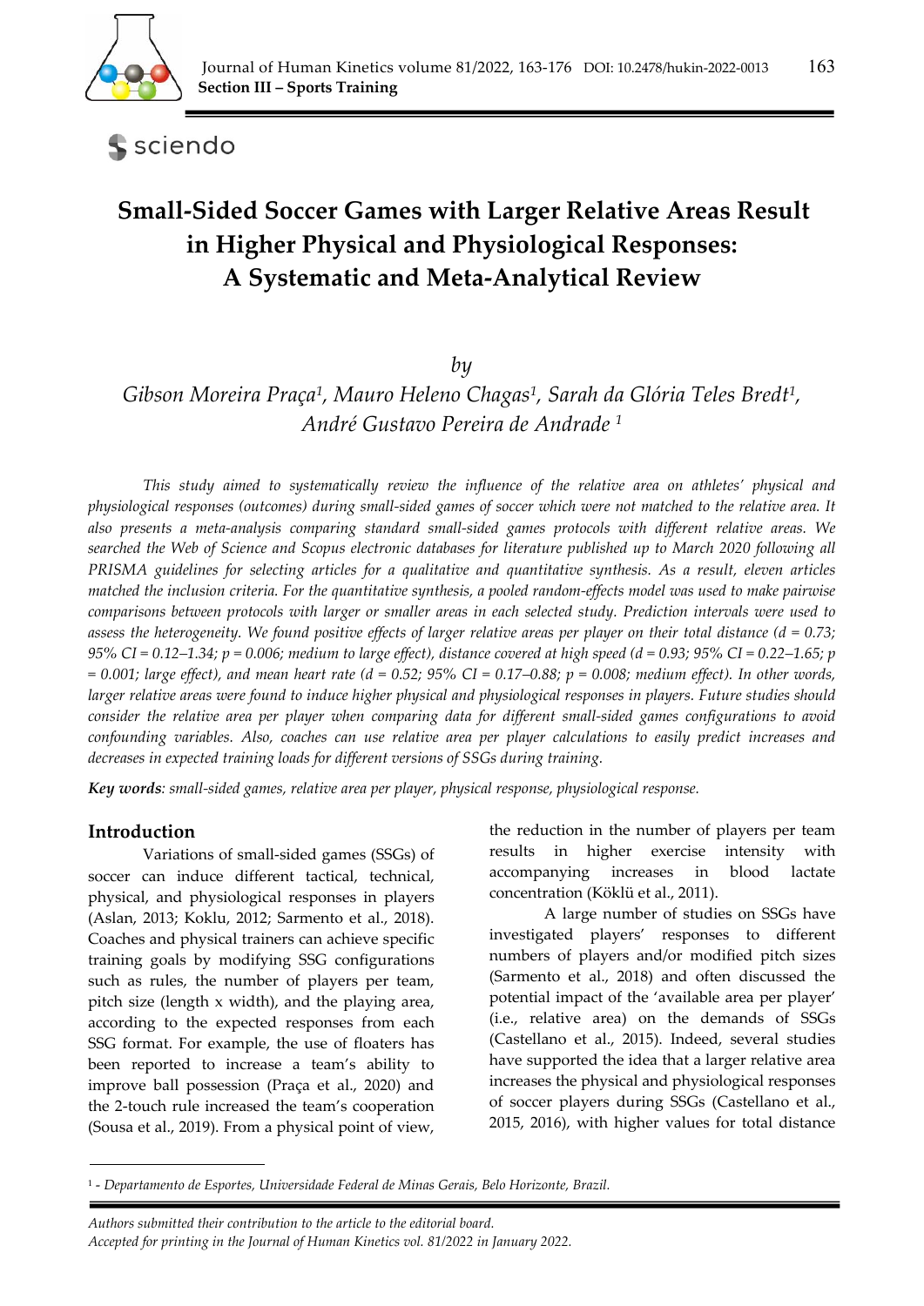# Small-Sided Soccer Games with Larger Relative Areas Result in Higher Physical and Physiological Responses: A Systematic and Meta-Analytical Review

*by*

*Gibson Moreira Praça[1], Mauro Heleno Chagas[1], Sarah da Glória Teles Bredt[1], André Gustavo Pereira de Andrade [1]*

*This study aimed to systematically review the influence of the relative area on athletes' physical and physiological responses (outcomes) during small-sided games of soccer which were not matched to the relative area. It also presents a meta-analysis comparing standard small-sided games protocols with different relative areas. We searched the Web of Science and Scopus electronic databases for literature published up to March 2020 following all PRISMA guidelines for selecting articles for a qualitative and quantitative synthesis. As a result, eleven articles matched the inclusion criteria. For the quantitative synthesis, a pooled random-effects model was used to make pairwise comparisons between protocols with larger or smaller areas in each selected study. Prediction intervals were used to assess the heterogeneity. We found positive effects of larger relative areas per player on their total distance (d = 0.73; 95% CI = 0.12–1.34; p = 0.006; medium to large effect), distance covered at high speed (d = 0.93; 95% CI = 0.22–1.65; p = 0.001; large effect), and mean heart rate (d = 0.52; 95% CI = 0.17–0.88; p = 0.008; medium effect). In other words, larger relative areas were found to induce higher physical and physiological responses in players. Future studies should consider the relative area per player when comparing data for different small-sided games configurations to avoid confounding variables. Also, coaches can use relative area per player calculations to easily predict increases and decreases in expected training loads for different versions of SSGs during training.*

***Key words**: small-sided games, relative area per player, physical response, physiological response.*

## Introduction

Variations of small-sided games (SSGs) of soccer can induce different tactical, technical, physical, and physiological responses in players (Aslan, 2013; Koklu, 2012; Sarmento et al., 2018). Coaches and physical trainers can achieve specific training goals by modifying SSG configurations such as rules, the number of players per team, pitch size (length x width), and the playing area, according to the expected responses from each SSG format. For example, the use of floaters has been reported to increase a team's ability to improve ball possession (Praça et al., 2020) and the 2-touch rule increased the team's cooperation (Sousa et al., 2019). From a physical point of view, the reduction in the number of players per team results in higher exercise intensity with accompanying increases in blood lactate concentration (Köklü et al., 2011).

A large number of studies on SSGs have investigated players' responses to different numbers of players and/or modified pitch sizes (Sarmento et al., 2018) and often discussed the potential impact of the 'available area per player' (i.e., relative area) on the demands of SSGs (Castellano et al., 2015). Indeed, several studies have supported the idea that a larger relative area increases the physical and physiological responses of soccer players during SSGs (Castellano et al., 2015, 2016), with higher values for total distance

[1] - *Departamento de Esportes, Universidade Federal de Minas Gerais, Belo Horizonte, Brazil.*

*Authors submitted their contribution to the article to the editorial board.*
*Accepted for printing in the Journal of Human Kinetics vol. 81/2022 in January 2022.*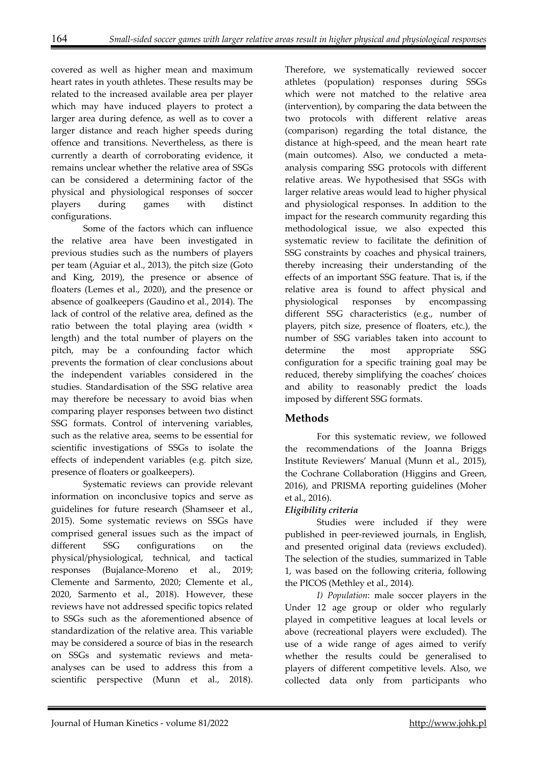covered as well as higher mean and maximum heart rates in youth athletes. These results may be related to the increased available area per player which may have induced players to protect a larger area during defence, as well as to cover a larger distance and reach higher speeds during offence and transitions. Nevertheless, as there is currently a dearth of corroborating evidence, it remains unclear whether the relative area of SSGs can be considered a determining factor of the physical and physiological responses of soccer players during games with distinct configurations.

Some of the factors which can influence the relative area have been investigated in previous studies such as the numbers of players per team (Aguiar et al., 2013), the pitch size (Goto and King, 2019), the presence or absence of floaters (Lemes et al., 2020), and the presence or absence of goalkeepers (Gaudino et al., 2014). The lack of control of the relative area, defined as the ratio between the total playing area (width × length) and the total number of players on the pitch, may be a confounding factor which prevents the formation of clear conclusions about the independent variables considered in the studies. Standardisation of the SSG relative area may therefore be necessary to avoid bias when comparing player responses between two distinct SSG formats. Control of intervening variables, such as the relative area, seems to be essential for scientific investigations of SSGs to isolate the effects of independent variables (e.g. pitch size, presence of floaters or goalkeepers).

Systematic reviews can provide relevant information on inconclusive topics and serve as guidelines for future research (Shamseer et al., 2015). Some systematic reviews on SSGs have comprised general issues such as the impact of different SSG configurations on the physical/physiological, technical, and tactical responses (Bujalance-Moreno et al., 2019; Clemente and Sarmento, 2020; Clemente et al., 2020, Sarmento et al., 2018). However, these reviews have not addressed specific topics related to SSGs such as the aforementioned absence of standardization of the relative area. This variable may be considered a source of bias in the research on SSGs and systematic reviews and meta-analyses can be used to address this from a scientific perspective (Munn et al., 2018). Therefore, we systematically reviewed soccer athletes (population) responses during SSGs which were not matched to the relative area (intervention), by comparing the data between the two protocols with different relative areas (comparison) regarding the total distance, the distance at high-speed, and the mean heart rate (main outcomes). Also, we conducted a meta-analysis comparing SSG protocols with different relative areas. We hypothesised that SSGs with larger relative areas would lead to higher physical and physiological responses. In addition to the impact for the research community regarding this methodological issue, we also expected this systematic review to facilitate the definition of SSG constraints by coaches and physical trainers, thereby increasing their understanding of the effects of an important SSG feature. That is, if the relative area is found to affect physical and physiological responses by encompassing different SSG characteristics (e.g., number of players, pitch size, presence of floaters, etc.), the number of SSG variables taken into account to determine the most appropriate SSG configuration for a specific training goal may be reduced, thereby simplifying the coaches' choices and ability to reasonably predict the loads imposed by different SSG formats.

## Methods

For this systematic review, we followed the recommendations of the Joanna Briggs Institute Reviewers' Manual (Munn et al., 2015), the Cochrane Collaboration (Higgins and Green, 2016), and PRISMA reporting guidelines (Moher et al., 2016).

### *Eligibility criteria*

Studies were included if they were published in peer-reviewed journals, in English, and presented original data (reviews excluded). The selection of the studies, summarized in Table 1, was based on the following criteria, following the PICOS (Methley et al., 2014).

*I) Population*: male soccer players in the Under 12 age group or older who regularly played in competitive leagues at local levels or above (recreational players were excluded). The use of a wide range of ages aimed to verify whether the results could be generalised to players of different competitive levels. Also, we collected data only from participants who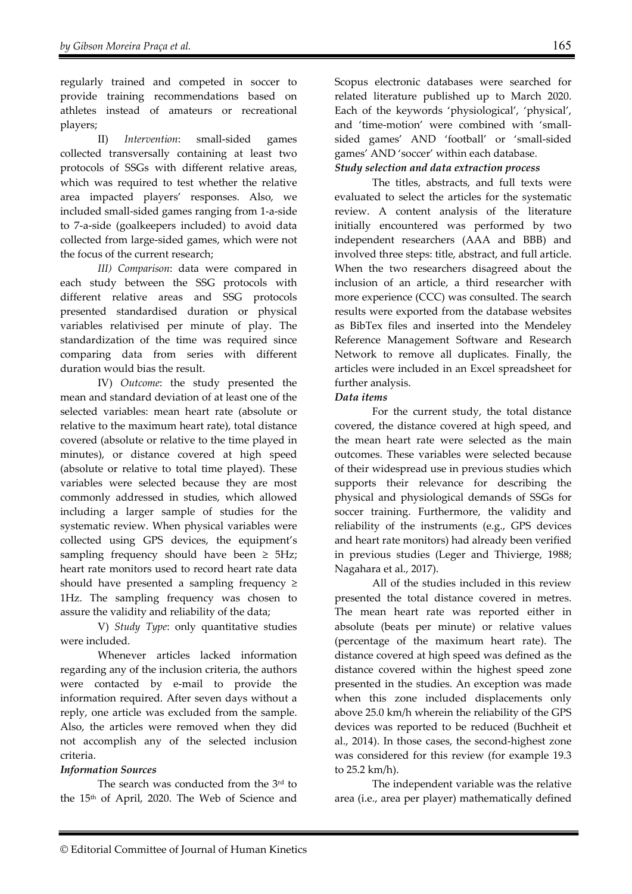regularly trained and competed in soccer to provide training recommendations based on athletes instead of amateurs or recreational players;

II) *Intervention*: small-sided games collected transversally containing at least two protocols of SSGs with different relative areas, which was required to test whether the relative area impacted players' responses. Also, we included small-sided games ranging from 1-a-side to 7-a-side (goalkeepers included) to avoid data collected from large-sided games, which were not the focus of the current research;

*III) Comparison*: data were compared in each study between the SSG protocols with different relative areas and SSG protocols presented standardised duration or physical variables relativised per minute of play. The standardization of the time was required since comparing data from series with different duration would bias the result.

IV) *Outcome*: the study presented the mean and standard deviation of at least one of the selected variables: mean heart rate (absolute or relative to the maximum heart rate), total distance covered (absolute or relative to the time played in minutes), or distance covered at high speed (absolute or relative to total time played). These variables were selected because they are most commonly addressed in studies, which allowed including a larger sample of studies for the systematic review. When physical variables were collected using GPS devices, the equipment's sampling frequency should have been ≥ 5Hz; heart rate monitors used to record heart rate data should have presented a sampling frequency ≥ 1Hz. The sampling frequency was chosen to assure the validity and reliability of the data;

V) *Study Type*: only quantitative studies were included.

Whenever articles lacked information regarding any of the inclusion criteria, the authors were contacted by e-mail to provide the information required. After seven days without a reply, one article was excluded from the sample. Also, the articles were removed when they did not accomplish any of the selected inclusion criteria.

### *Information Sources*

The search was conducted from the 3rd to the 15th of April, 2020. The Web of Science and Scopus electronic databases were searched for related literature published up to March 2020. Each of the keywords 'physiological', 'physical', and 'time-motion' were combined with 'small-sided games' AND 'football' or 'small-sided games' AND 'soccer' within each database.

### *Study selection and data extraction process*

The titles, abstracts, and full texts were evaluated to select the articles for the systematic review. A content analysis of the literature initially encountered was performed by two independent researchers (AAA and BBB) and involved three steps: title, abstract, and full article. When the two researchers disagreed about the inclusion of an article, a third researcher with more experience (CCC) was consulted. The search results were exported from the database websites as BibTex files and inserted into the Mendeley Reference Management Software and Research Network to remove all duplicates. Finally, the articles were included in an Excel spreadsheet for further analysis.

### *Data items*

For the current study, the total distance covered, the distance covered at high speed, and the mean heart rate were selected as the main outcomes. These variables were selected because of their widespread use in previous studies which supports their relevance for describing the physical and physiological demands of SSGs for soccer training. Furthermore, the validity and reliability of the instruments (e.g., GPS devices and heart rate monitors) had already been verified in previous studies (Leger and Thivierge, 1988; Nagahara et al., 2017).

All of the studies included in this review presented the total distance covered in metres. The mean heart rate was reported either in absolute (beats per minute) or relative values (percentage of the maximum heart rate). The distance covered at high speed was defined as the distance covered within the highest speed zone presented in the studies. An exception was made when this zone included displacements only above 25.0 km/h wherein the reliability of the GPS devices was reported to be reduced (Buchheit et al., 2014). In those cases, the second-highest zone was considered for this review (for example 19.3 to 25.2 km/h).

The independent variable was the relative area (i.e., area per player) mathematically defined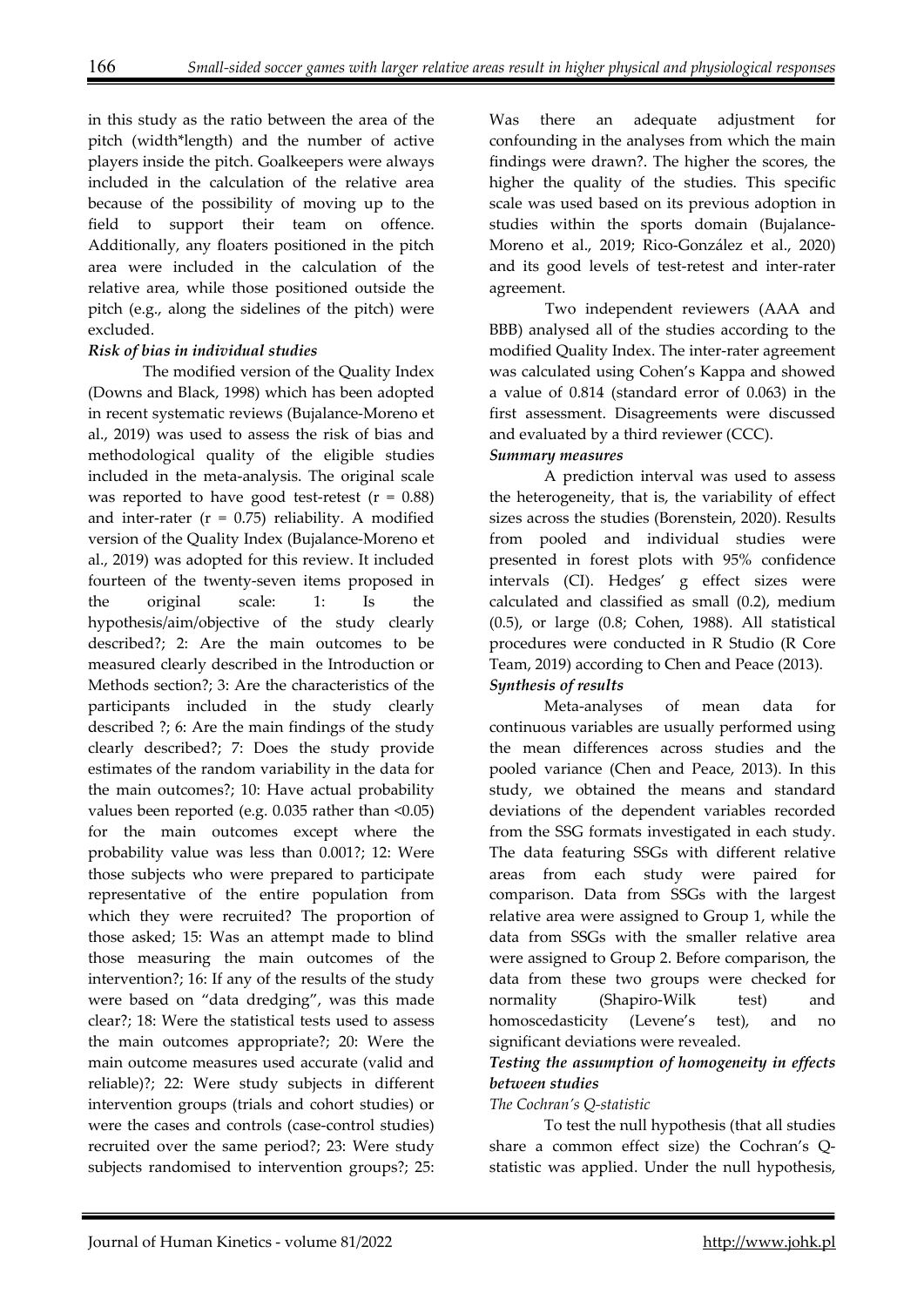in this study as the ratio between the area of the pitch (width*length) and the number of active players inside the pitch. Goalkeepers were always included in the calculation of the relative area because of the possibility of moving up to the field to support their team on offence. Additionally, any floaters positioned in the pitch area were included in the calculation of the relative area, while those positioned outside the pitch (e.g., along the sidelines of the pitch) were excluded.

***Risk of bias in individual studies***

The modified version of the Quality Index (Downs and Black, 1998) which has been adopted in recent systematic reviews (Bujalance-Moreno et al., 2019) was used to assess the risk of bias and methodological quality of the eligible studies included in the meta-analysis. The original scale was reported to have good test-retest ($r = 0.88$) and inter-rater ($r = 0.75$) reliability. A modified version of the Quality Index (Bujalance-Moreno et al., 2019) was adopted for this review. It included fourteen of the twenty-seven items proposed in the original scale: 1: Is the hypothesis/aim/objective of the study clearly described?; 2: Are the main outcomes to be measured clearly described in the Introduction or Methods section?; 3: Are the characteristics of the participants included in the study clearly described ?; 6: Are the main findings of the study clearly described?; 7: Does the study provide estimates of the random variability in the data for the main outcomes?; 10: Have actual probability values been reported (e.g. 0.035 rather than <0.05) for the main outcomes except where the probability value was less than 0.001?; 12: Were those subjects who were prepared to participate representative of the entire population from which they were recruited? The proportion of those asked; 15: Was an attempt made to blind those measuring the main outcomes of the intervention?; 16: If any of the results of the study were based on "data dredging", was this made clear?; 18: Were the statistical tests used to assess the main outcomes appropriate?; 20: Were the main outcome measures used accurate (valid and reliable)?; 22: Were study subjects in different intervention groups (trials and cohort studies) or were the cases and controls (case-control studies) recruited over the same period?; 23: Were study subjects randomised to intervention groups?; 25: Was there an adequate adjustment for confounding in the analyses from which the main findings were drawn?. The higher the scores, the higher the quality of the studies. This specific scale was used based on its previous adoption in studies within the sports domain (Bujalance-Moreno et al., 2019; Rico-González et al., 2020) and its good levels of test-retest and inter-rater agreement.

Two independent reviewers (AAA and BBB) analysed all of the studies according to the modified Quality Index. The inter-rater agreement was calculated using Cohen's Kappa and showed a value of 0.814 (standard error of 0.063) in the first assessment. Disagreements were discussed and evaluated by a third reviewer (CCC).

***Summary measures***

A prediction interval was used to assess the heterogeneity, that is, the variability of effect sizes across the studies (Borenstein, 2020). Results from pooled and individual studies were presented in forest plots with 95% confidence intervals (CI). Hedges' g effect sizes were calculated and classified as small (0.2), medium (0.5), or large (0.8; Cohen, 1988). All statistical procedures were conducted in R Studio (R Core Team, 2019) according to Chen and Peace (2013).

***Synthesis of results***

Meta-analyses of mean data for continuous variables are usually performed using the mean differences across studies and the pooled variance (Chen and Peace, 2013). In this study, we obtained the means and standard deviations of the dependent variables recorded from the SSG formats investigated in each study. The data featuring SSGs with different relative areas from each study were paired for comparison. Data from SSGs with the largest relative area were assigned to Group 1, while the data from SSGs with the smaller relative area were assigned to Group 2. Before comparison, the data from these two groups were checked for normality (Shapiro-Wilk test) and homoscedasticity (Levene's test), and no significant deviations were revealed.

***Testing the assumption of homogeneity in effects between studies***

*The Cochran's Q-statistic*

To test the null hypothesis (that all studies share a common effect size) the Cochran's Q-statistic was applied. Under the null hypothesis,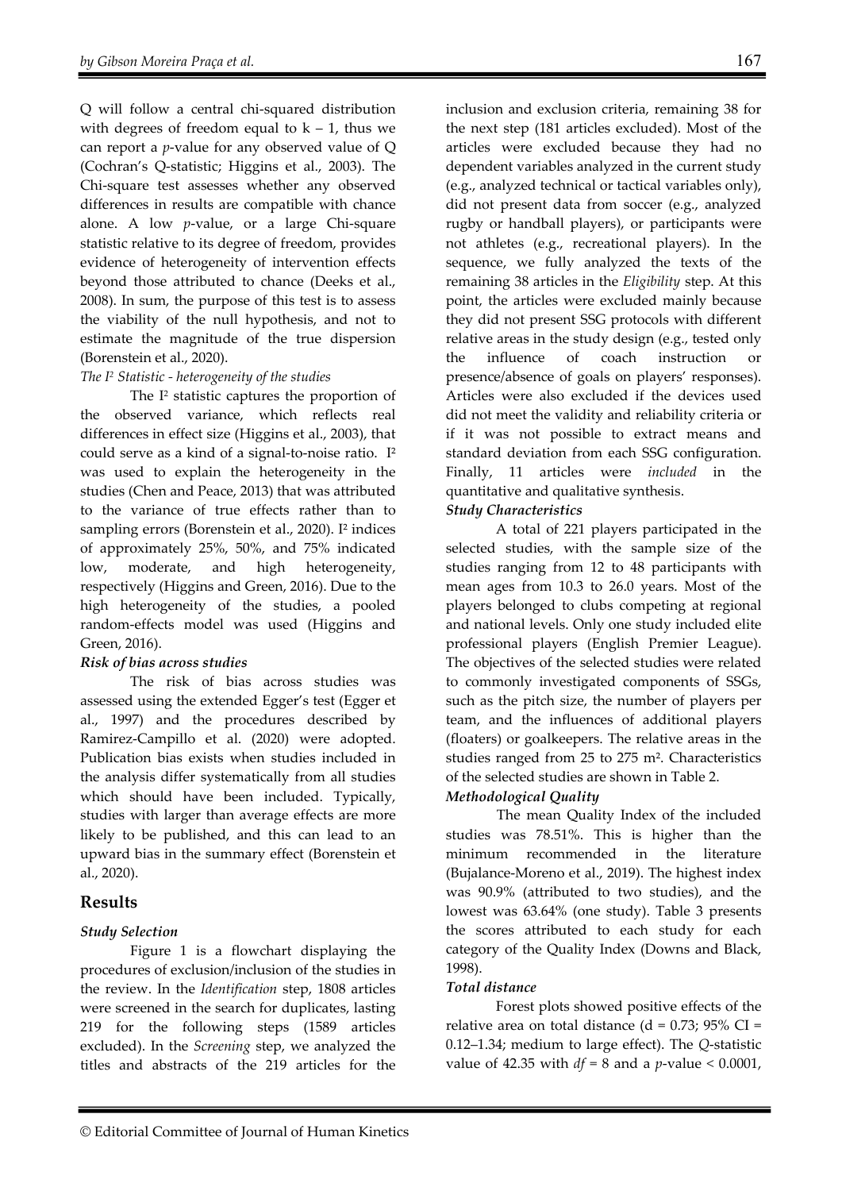Q will follow a central chi-squared distribution with degrees of freedom equal to $k - 1$, thus we can report a *p*-value for any observed value of Q (Cochran's Q-statistic; Higgins et al., 2003). The Chi-square test assesses whether any observed differences in results are compatible with chance alone. A low *p*-value, or a large Chi-square statistic relative to its degree of freedom, provides evidence of heterogeneity of intervention effects beyond those attributed to chance (Deeks et al., 2008). In sum, the purpose of this test is to assess the viability of the null hypothesis, and not to estimate the magnitude of the true dispersion (Borenstein et al., 2020).

*The $I^2$ Statistic - heterogeneity of the studies*

The $I^2$ statistic captures the proportion of the observed variance, which reflects real differences in effect size (Higgins et al., 2003), that could serve as a kind of a signal-to-noise ratio. $I^2$ was used to explain the heterogeneity in the studies (Chen and Peace, 2013) that was attributed to the variance of true effects rather than to sampling errors (Borenstein et al., 2020). $I^2$ indices of approximately 25%, 50%, and 75% indicated low, moderate, and high heterogeneity, respectively (Higgins and Green, 2016). Due to the high heterogeneity of the studies, a pooled random-effects model was used (Higgins and Green, 2016).

***Risk of bias across studies***

The risk of bias across studies was assessed using the extended Egger's test (Egger et al., 1997) and the procedures described by Ramirez-Campillo et al. (2020) were adopted. Publication bias exists when studies included in the analysis differ systematically from all studies which should have been included. Typically, studies with larger than average effects are more likely to be published, and this can lead to an upward bias in the summary effect (Borenstein et al., 2020).

## Results

***Study Selection***

Figure 1 is a flowchart displaying the procedures of exclusion/inclusion of the studies in the review. In the *Identification* step, 1808 articles were screened in the search for duplicates, lasting 219 for the following steps (1589 articles excluded). In the *Screening* step, we analyzed the titles and abstracts of the 219 articles for the inclusion and exclusion criteria, remaining 38 for the next step (181 articles excluded). Most of the articles were excluded because they had no dependent variables analyzed in the current study (e.g., analyzed technical or tactical variables only), did not present data from soccer (e.g., analyzed rugby or handball players), or participants were not athletes (e.g., recreational players). In the sequence, we fully analyzed the texts of the remaining 38 articles in the *Eligibility* step. At this point, the articles were excluded mainly because they did not present SSG protocols with different relative areas in the study design (e.g., tested only the influence of coach instruction or presence/absence of goals on players' responses). Articles were also excluded if the devices used did not meet the validity and reliability criteria or if it was not possible to extract means and standard deviation from each SSG configuration. Finally, 11 articles were *included* in the quantitative and qualitative synthesis.

***Study Characteristics***

A total of 221 players participated in the selected studies, with the sample size of the studies ranging from 12 to 48 participants with mean ages from 10.3 to 26.0 years. Most of the players belonged to clubs competing at regional and national levels. Only one study included elite professional players (English Premier League). The objectives of the selected studies were related to commonly investigated components of SSGs, such as the pitch size, the number of players per team, and the influences of additional players (floaters) or goalkeepers. The relative areas in the studies ranged from 25 to 275 m². Characteristics of the selected studies are shown in Table 2.

***Methodological Quality***

The mean Quality Index of the included studies was 78.51%. This is higher than the minimum recommended in the literature (Bujalance-Moreno et al., 2019). The highest index was 90.9% (attributed to two studies), and the lowest was 63.64% (one study). Table 3 presents the scores attributed to each study for each category of the Quality Index (Downs and Black, 1998).

***Total distance***

Forest plots showed positive effects of the relative area on total distance ($d = 0.73$; 95% CI = 0.12–1.34; medium to large effect). The *Q*-statistic value of 42.35 with $df = 8$ and a $p$-value $< 0.0001$,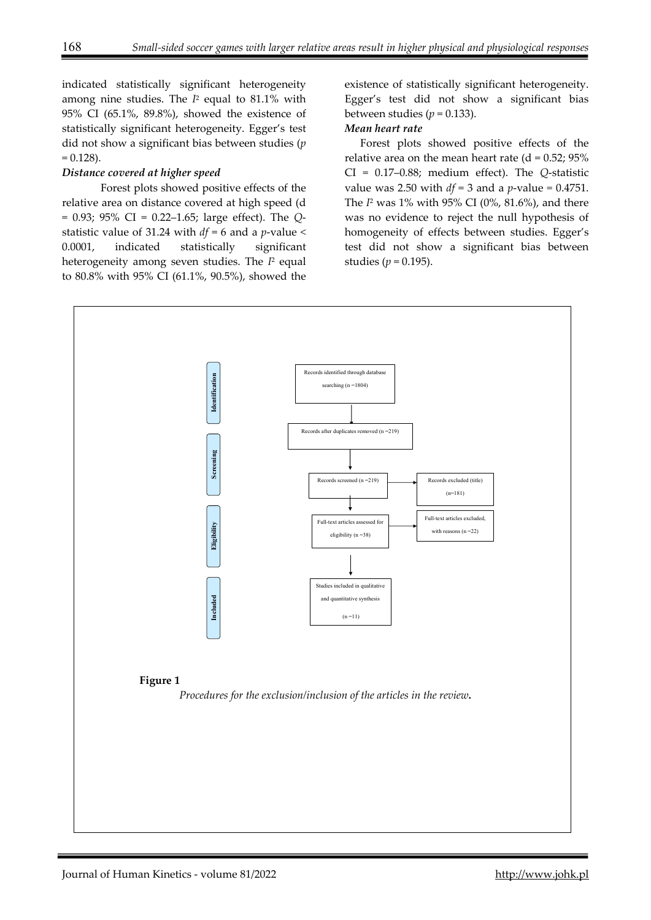indicated statistically significant heterogeneity among nine studies. The $I^2$ equal to 81.1% with 95% CI (65.1%, 89.8%), showed the existence of statistically significant heterogeneity. Egger's test did not show a significant bias between studies ($p = 0.128$).

### *Distance covered at higher speed*

Forest plots showed positive effects of the relative area on distance covered at high speed (d = 0.93; 95% CI = 0.22–1.65; large effect). The *Q*-statistic value of 31.24 with $df = 6$ and a *p*-value $< 0.0001$, indicated statistically significant heterogeneity among seven studies. The $I^2$ equal to 80.8% with 95% CI (61.1%, 90.5%), showed the existence of statistically significant heterogeneity. Egger's test did not show a significant bias between studies ($p = 0.133$).

### *Mean heart rate*

Forest plots showed positive effects of the relative area on the mean heart rate (d = 0.52; 95% CI = 0.17–0.88; medium effect). The *Q*-statistic value was 2.50 with $df = 3$ and a *p*-value = 0.4751. The $I^2$ was 1% with 95% CI (0%, 81.6%), and there was no evidence to reject the null hypothesis of homogeneity of effects between studies. Egger's test did not show a significant bias between studies ($p = 0.195$).

Identification: Records identified through database searching (n = 1804)

Records after duplicates removed (n = 219)

Screening: Records screened (n = 219) → Records excluded (title) (n=181)

Eligibility: Full-text articles assessed for eligibility (n = 38) → Full-text articles excluded, with reasons (n = 22)

Included: Studies included in qualitative and quantitative synthesis (n = 11)

**Figure 1**

*Procedures for the exclusion/inclusion of the articles in the review.*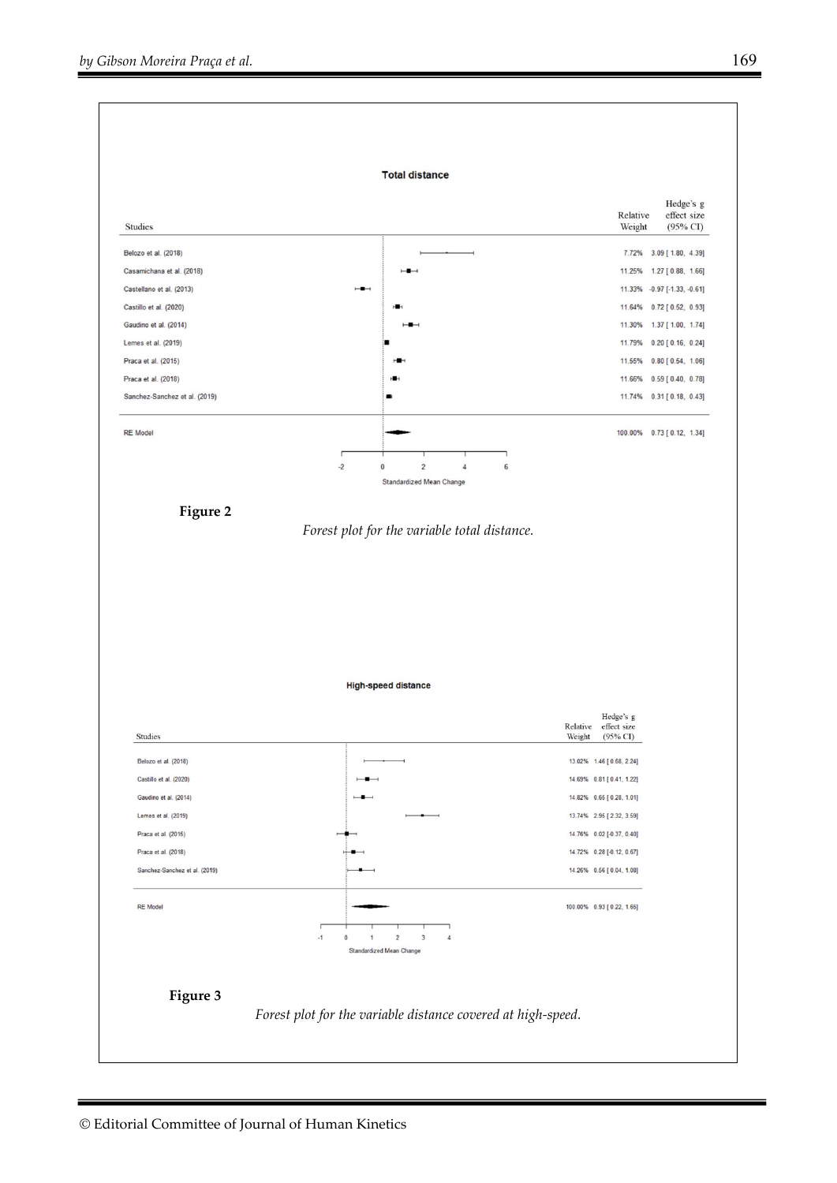**Total distance**

| Studies | Relative Weight | Hedge's g effect size (95% CI) |
|---|---|---|
| Belozo et al. (2018) | 7.72% | 3.09 [ 1.80, 4.39] |
| Casamichana et al. (2018) | 11.25% | 1.27 [ 0.88, 1.66] |
| Castellano et al. (2013) | 11.33% | -0.97 [-1.33, -0.61] |
| Castillo et al. (2020) | 11.64% | 0.72 [ 0.52, 0.93] |
| Gaudino et al. (2014) | 11.30% | 1.37 [ 1.00, 1.74] |
| Lemes et al. (2019) | 11.79% | 0.20 [ 0.16, 0.24] |
| Praca et al. (2015) | 11.55% | 0.80 [ 0.54, 1.06] |
| Praca et al. (2018) | 11.66% | 0.59 [ 0.40, 0.78] |
| Sanchez-Sanchez et al. (2019) | 11.74% | 0.31 [ 0.18, 0.43] |
| RE Model | 100.00% | 0.73 [ 0.12, 1.34] |

Standardized Mean Change

**Figure 2**

*Forest plot for the variable total distance.*

**High-speed distance**

| Studies | Relative Weight | Hedge's g effect size (95% CI) |
|---|---|---|
| Belozo et al. (2018) | 13.02% | 1.46 [ 0.68, 2.24] |
| Castillo et al. (2020) | 14.69% | 0.81 [ 0.41, 1.22] |
| Gaudino et al. (2014) | 14.82% | 0.65 [ 0.28, 1.01] |
| Lemes et al. (2019) | 13.74% | 2.95 [ 2.32, 3.59] |
| Praca et al. (2015) | 14.76% | 0.02 [-0.37, 0.40] |
| Praca et al. (2018) | 14.72% | 0.28 [-0.12, 0.67] |
| Sanchez-Sanchez et al. (2019) | 14.26% | 0.56 [ 0.04, 1.08] |
| RE Model | 100.00% | 0.93 [ 0.22, 1.65] |

Standardized Mean Change

**Figure 3**

*Forest plot for the variable distance covered at high-speed.*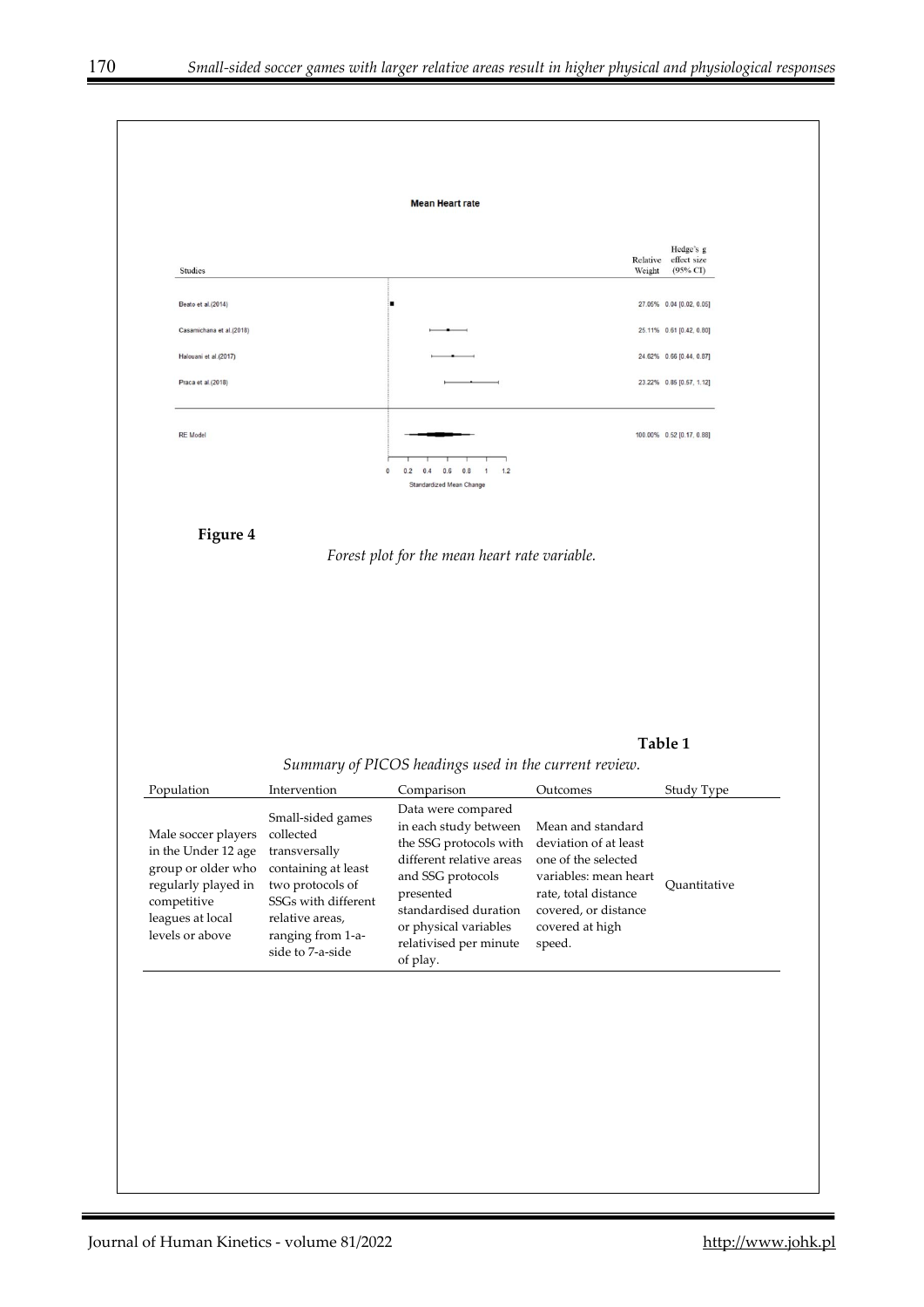**Mean Heart rate**

| Studies | Relative Weight | Hedge's g effect size (95% CI) |
|---|---|---|
| Beato et al.(2014) | 27.05% | 0.04 [0.02, 0.05] |
| Casamichana et al.(2018) | 25.11% | 0.61 [0.42, 0.80] |
| Halouani et al.(2017) | 24.62% | 0.66 [0.44, 0.87] |
| Praca et al.(2018) | 23.22% | 0.85 [0.57, 1.12] |
| RE Model | 100.00% | 0.52 [0.17, 0.88] |

Standardized Mean Change

**Figure 4**

*Forest plot for the mean heart rate variable.*

**Table 1**

*Summary of PICOS headings used in the current review.*

| Population | Intervention | Comparison | Outcomes | Study Type |
|---|---|---|---|---|
| Male soccer players in the Under 12 age group or older who regularly played in competitive leagues at local levels or above | Small-sided games collected transversally containing at least two protocols of SSGs with different relative areas, ranging from 1-a-side to 7-a-side | Data were compared in each study between the SSG protocols with different relative areas and SSG protocols presented standardised duration or physical variables relativised per minute of play. | Mean and standard deviation of at least one of the selected variables: mean heart rate, total distance covered, or distance covered at high speed. | Quantitative |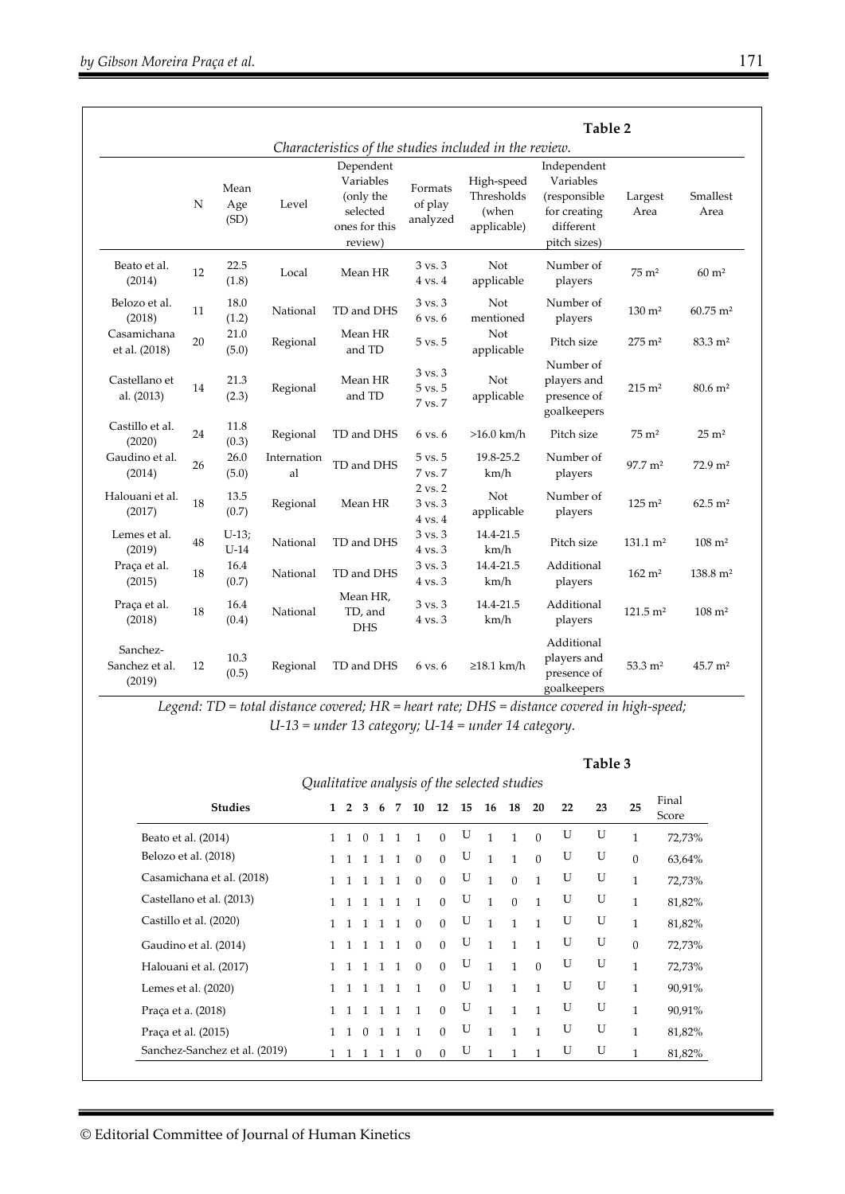**Table 2**

*Characteristics of the studies included in the review.*

| | N | Mean Age (SD) | Level | Dependent Variables (only the selected ones for this review) | Formats of play analyzed | High-speed Thresholds (when applicable) | Independent Variables (responsible for creating different pitch sizes) | Largest Area | Smallest Area |
|---|---|---|---|---|---|---|---|---|---|
| Beato et al. (2014) | 12 | 22.5 (1.8) | Local | Mean HR | 3 vs. 3<br>4 vs. 4 | Not applicable | Number of players | 75 m² | 60 m² |
| Belozo et al. (2018) | 11 | 18.0 (1.2) | National | TD and DHS | 3 vs. 3<br>6 vs. 6 | Not mentioned | Number of players | 130 m² | 60.75 m² |
| Casamichana et al. (2018) | 20 | 21.0 (5.0) | Regional | Mean HR and TD | 5 vs. 5 | Not applicable | Pitch size | 275 m² | 83.3 m² |
| Castellano et al. (2013) | 14 | 21.3 (2.3) | Regional | Mean HR and TD | 3 vs. 3<br>5 vs. 5<br>7 vs. 7 | Not applicable | Number of players and presence of goalkeepers | 215 m² | 80.6 m² |
| Castillo et al. (2020) | 24 | 11.8 (0.3) | Regional | TD and DHS | 6 vs. 6 | >16.0 km/h | Pitch size | 75 m² | 25 m² |
| Gaudino et al. (2014) | 26 | 26.0 (5.0) | International | TD and DHS | 5 vs. 5<br>7 vs. 7 | 19.8-25.2 km/h | Number of players | 97.7 m² | 72.9 m² |
| Halouani et al. (2017) | 18 | 13.5 (0.7) | Regional | Mean HR | 2 vs. 2<br>3 vs. 3<br>4 vs. 4 | Not applicable | Number of players | 125 m² | 62.5 m² |
| Lemes et al. (2019) | 48 | U-13; U-14 | National | TD and DHS | 3 vs. 3<br>4 vs. 3 | 14.4-21.5 km/h | Pitch size | 131.1 m² | 108 m² |
| Praça et al. (2015) | 18 | 16.4 (0.7) | National | TD and DHS | 3 vs. 3<br>4 vs. 3 | 14.4-21.5 km/h | Additional players | 162 m² | 138.8 m² |
| Praça et al. (2018) | 18 | 16.4 (0.4) | National | Mean HR, TD, and DHS | 3 vs. 3<br>4 vs. 3 | 14.4-21.5 km/h | Additional players | 121.5 m² | 108 m² |
| Sanchez-Sanchez et al. (2019) | 12 | 10.3 (0.5) | Regional | TD and DHS | 6 vs. 6 | ≥18.1 km/h | Additional players and presence of goalkeepers | 53.3 m² | 45.7 m² |

*Legend: TD = total distance covered; HR = heart rate; DHS = distance covered in high-speed; U-13 = under 13 category; U-14 = under 14 category.*

**Table 3**

*Qualitative analysis of the selected studies*

| Studies | 1 | 2 | 3 | 6 | 7 | 10 | 12 | 15 | 16 | 18 | 20 | 22 | 23 | 25 | Final Score |
|---|---|---|---|---|---|---|---|---|---|---|---|---|---|---|---|
| Beato et al. (2014) | 1 | 1 | 0 | 1 | 1 | 1 | 0 | U | 1 | 1 | 0 | U | U | 1 | 72,73% |
| Belozo et al. (2018) | 1 | 1 | 1 | 1 | 1 | 0 | 0 | U | 1 | 1 | 0 | U | U | 0 | 63,64% |
| Casamichana et al. (2018) | 1 | 1 | 1 | 1 | 1 | 0 | 0 | U | 1 | 0 | 1 | U | U | 1 | 72,73% |
| Castellano et al. (2013) | 1 | 1 | 1 | 1 | 1 | 1 | 0 | U | 1 | 0 | 1 | U | U | 1 | 81,82% |
| Castillo et al. (2020) | 1 | 1 | 1 | 1 | 1 | 0 | 0 | U | 1 | 1 | 1 | U | U | 1 | 81,82% |
| Gaudino et al. (2014) | 1 | 1 | 1 | 1 | 1 | 0 | 0 | U | 1 | 1 | 1 | U | U | 0 | 72,73% |
| Halouani et al. (2017) | 1 | 1 | 1 | 1 | 1 | 0 | 0 | U | 1 | 1 | 0 | U | U | 1 | 72,73% |
| Lemes et al. (2020) | 1 | 1 | 1 | 1 | 1 | 1 | 0 | U | 1 | 1 | 1 | U | U | 1 | 90,91% |
| Praça et a. (2018) | 1 | 1 | 1 | 1 | 1 | 1 | 0 | U | 1 | 1 | 1 | U | U | 1 | 90,91% |
| Praça et al. (2015) | 1 | 1 | 0 | 1 | 1 | 1 | 0 | U | 1 | 1 | 1 | U | U | 1 | 81,82% |
| Sanchez-Sanchez et al. (2019) | 1 | 1 | 1 | 1 | 1 | 0 | 0 | U | 1 | 1 | 1 | U | U | 1 | 81,82% |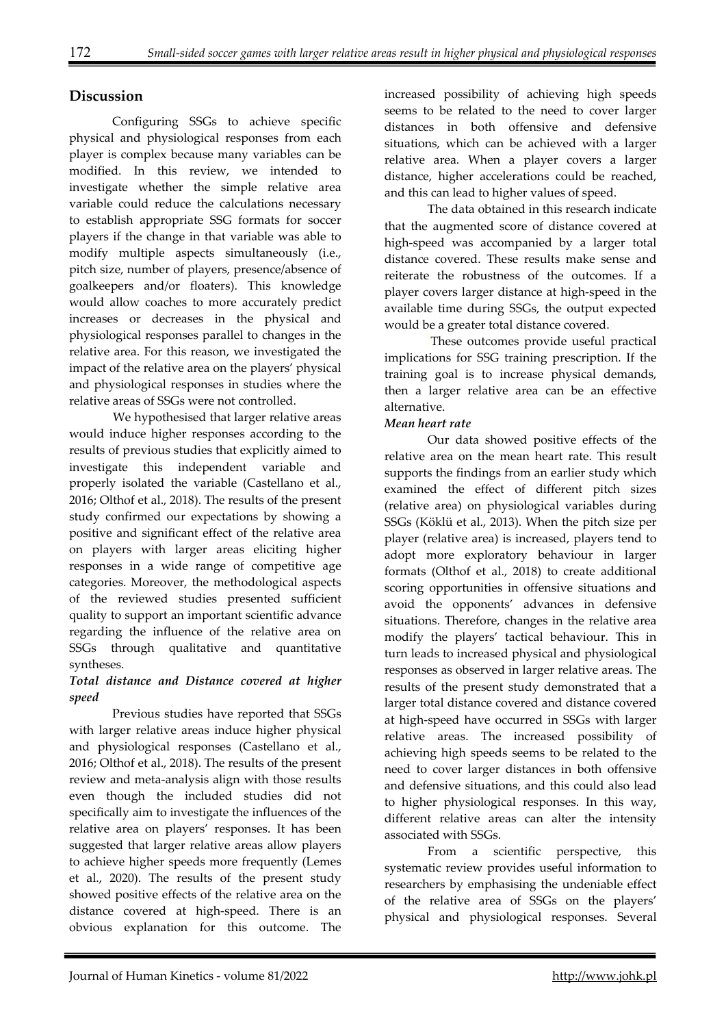## Discussion

Configuring SSGs to achieve specific physical and physiological responses from each player is complex because many variables can be modified. In this review, we intended to investigate whether the simple relative area variable could reduce the calculations necessary to establish appropriate SSG formats for soccer players if the change in that variable was able to modify multiple aspects simultaneously (i.e., pitch size, number of players, presence/absence of goalkeepers and/or floaters). This knowledge would allow coaches to more accurately predict increases or decreases in the physical and physiological responses parallel to changes in the relative area. For this reason, we investigated the impact of the relative area on the players' physical and physiological responses in studies where the relative areas of SSGs were not controlled.

We hypothesised that larger relative areas would induce higher responses according to the results of previous studies that explicitly aimed to investigate this independent variable and properly isolated the variable (Castellano et al., 2016; Olthof et al., 2018). The results of the present study confirmed our expectations by showing a positive and significant effect of the relative area on players with larger areas eliciting higher responses in a wide range of competitive age categories. Moreover, the methodological aspects of the reviewed studies presented sufficient quality to support an important scientific advance regarding the influence of the relative area on SSGs through qualitative and quantitative syntheses.

### *Total distance and Distance covered at higher speed*

Previous studies have reported that SSGs with larger relative areas induce higher physical and physiological responses (Castellano et al., 2016; Olthof et al., 2018). The results of the present review and meta-analysis align with those results even though the included studies did not specifically aim to investigate the influences of the relative area on players' responses. It has been suggested that larger relative areas allow players to achieve higher speeds more frequently (Lemes et al., 2020). The results of the present study showed positive effects of the relative area on the distance covered at high-speed. There is an obvious explanation for this outcome. The increased possibility of achieving high speeds seems to be related to the need to cover larger distances in both offensive and defensive situations, which can be achieved with a larger relative area. When a player covers a larger distance, higher accelerations could be reached, and this can lead to higher values of speed.

The data obtained in this research indicate that the augmented score of distance covered at high-speed was accompanied by a larger total distance covered. These results make sense and reiterate the robustness of the outcomes. If a player covers larger distance at high-speed in the available time during SSGs, the output expected would be a greater total distance covered.

These outcomes provide useful practical implications for SSG training prescription. If the training goal is to increase physical demands, then a larger relative area can be an effective alternative.

### *Mean heart rate*

Our data showed positive effects of the relative area on the mean heart rate. This result supports the findings from an earlier study which examined the effect of different pitch sizes (relative area) on physiological variables during SSGs (Köklü et al., 2013). When the pitch size per player (relative area) is increased, players tend to adopt more exploratory behaviour in larger formats (Olthof et al., 2018) to create additional scoring opportunities in offensive situations and avoid the opponents' advances in defensive situations. Therefore, changes in the relative area modify the players' tactical behaviour. This in turn leads to increased physical and physiological responses as observed in larger relative areas. The results of the present study demonstrated that a larger total distance covered and distance covered at high-speed have occurred in SSGs with larger relative areas. The increased possibility of achieving high speeds seems to be related to the need to cover larger distances in both offensive and defensive situations, and this could also lead to higher physiological responses. In this way, different relative areas can alter the intensity associated with SSGs.

From a scientific perspective, this systematic review provides useful information to researchers by emphasising the undeniable effect of the relative area of SSGs on the players' physical and physiological responses. Several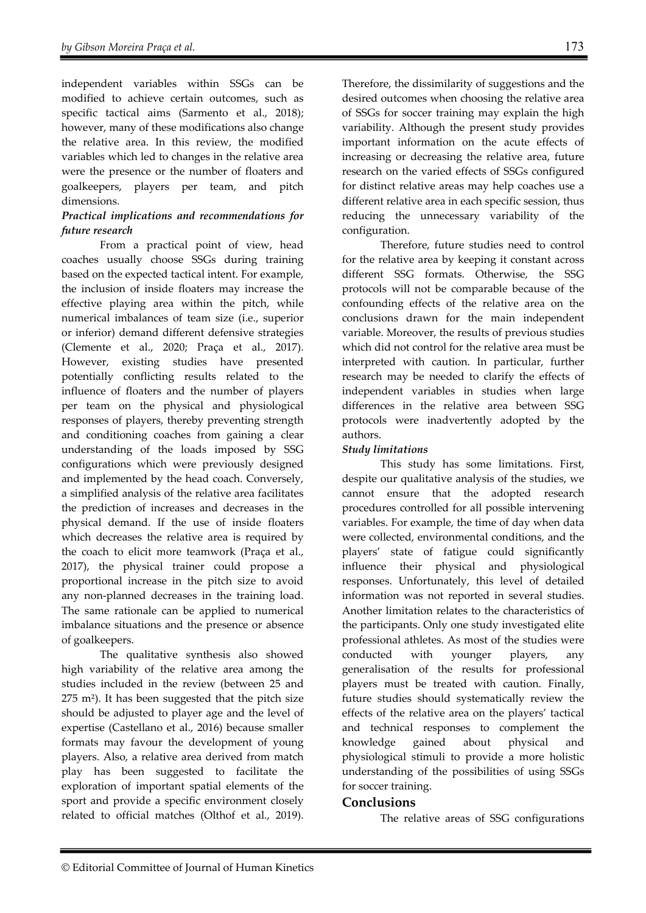independent variables within SSGs can be modified to achieve certain outcomes, such as specific tactical aims (Sarmento et al., 2018); however, many of these modifications also change the relative area. In this review, the modified variables which led to changes in the relative area were the presence or the number of floaters and goalkeepers, players per team, and pitch dimensions.

### *Practical implications and recommendations for future research*

From a practical point of view, head coaches usually choose SSGs during training based on the expected tactical intent. For example, the inclusion of inside floaters may increase the effective playing area within the pitch, while numerical imbalances of team size (i.e., superior or inferior) demand different defensive strategies (Clemente et al., 2020; Praça et al., 2017). However, existing studies have presented potentially conflicting results related to the influence of floaters and the number of players per team on the physical and physiological responses of players, thereby preventing strength and conditioning coaches from gaining a clear understanding of the loads imposed by SSG configurations which were previously designed and implemented by the head coach. Conversely, a simplified analysis of the relative area facilitates the prediction of increases and decreases in the physical demand. If the use of inside floaters which decreases the relative area is required by the coach to elicit more teamwork (Praça et al., 2017), the physical trainer could propose a proportional increase in the pitch size to avoid any non-planned decreases in the training load. The same rationale can be applied to numerical imbalance situations and the presence or absence of goalkeepers.

The qualitative synthesis also showed high variability of the relative area among the studies included in the review (between 25 and 275 m²). It has been suggested that the pitch size should be adjusted to player age and the level of expertise (Castellano et al., 2016) because smaller formats may favour the development of young players. Also, a relative area derived from match play has been suggested to facilitate the exploration of important spatial elements of the sport and provide a specific environment closely related to official matches (Olthof et al., 2019). Therefore, the dissimilarity of suggestions and the desired outcomes when choosing the relative area of SSGs for soccer training may explain the high variability. Although the present study provides important information on the acute effects of increasing or decreasing the relative area, future research on the varied effects of SSGs configured for distinct relative areas may help coaches use a different relative area in each specific session, thus reducing the unnecessary variability of the configuration.

Therefore, future studies need to control for the relative area by keeping it constant across different SSG formats. Otherwise, the SSG protocols will not be comparable because of the confounding effects of the relative area on the conclusions drawn for the main independent variable. Moreover, the results of previous studies which did not control for the relative area must be interpreted with caution. In particular, further research may be needed to clarify the effects of independent variables in studies when large differences in the relative area between SSG protocols were inadvertently adopted by the authors.

### *Study limitations*

This study has some limitations. First, despite our qualitative analysis of the studies, we cannot ensure that the adopted research procedures controlled for all possible intervening variables. For example, the time of day when data were collected, environmental conditions, and the players' state of fatigue could significantly influence their physical and physiological responses. Unfortunately, this level of detailed information was not reported in several studies. Another limitation relates to the characteristics of the participants. Only one study investigated elite professional athletes. As most of the studies were conducted with younger players, any generalisation of the results for professional players must be treated with caution. Finally, future studies should systematically review the effects of the relative area on the players' tactical and technical responses to complement the knowledge gained about physical and physiological stimuli to provide a more holistic understanding of the possibilities of using SSGs for soccer training.

## Conclusions

The relative areas of SSG configurations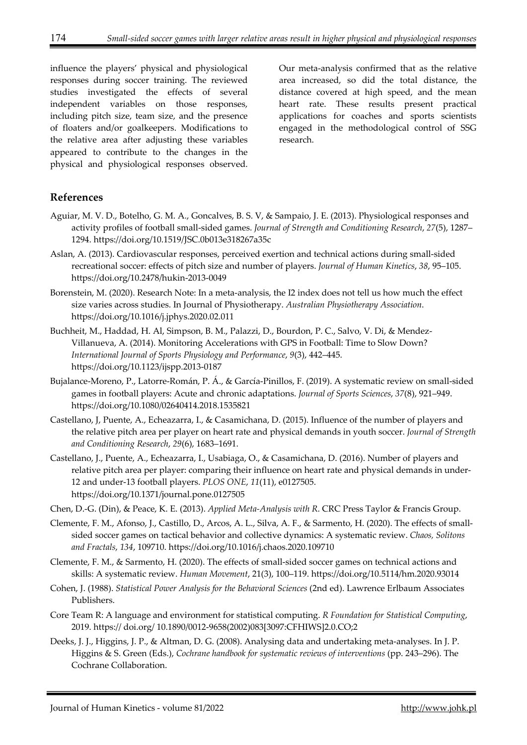influence the players' physical and physiological responses during soccer training. The reviewed studies investigated the effects of several independent variables on those responses, including pitch size, team size, and the presence of floaters and/or goalkeepers. Modifications to the relative area after adjusting these variables appeared to contribute to the changes in the physical and physiological responses observed. Our meta-analysis confirmed that as the relative area increased, so did the total distance, the distance covered at high speed, and the mean heart rate. These results present practical applications for coaches and sports scientists engaged in the methodological control of SSG research.

## References

Aguiar, M. V. D., Botelho, G. M. A., Goncalves, B. S. V, & Sampaio, J. E. (2013). Physiological responses and activity profiles of football small-sided games. *Journal of Strength and Conditioning Research*, *27*(5), 1287–1294. https://doi.org/10.1519/JSC.0b013e318267a35c

Aslan, A. (2013). Cardiovascular responses, perceived exertion and technical actions during small-sided recreational soccer: effects of pitch size and number of players. *Journal of Human Kinetics*, *38*, 95–105. https://doi.org/10.2478/hukin-2013-0049

Borenstein, M. (2020). Research Note: In a meta-analysis, the I2 index does not tell us how much the effect size varies across studies. In Journal of Physiotherapy. *Australian Physiotherapy Association*. https://doi.org/10.1016/j.jphys.2020.02.011

Buchheit, M., Haddad, H. Al, Simpson, B. M., Palazzi, D., Bourdon, P. C., Salvo, V. Di, & Mendez-Villanueva, A. (2014). Monitoring Accelerations with GPS in Football: Time to Slow Down? *International Journal of Sports Physiology and Performance*, *9*(3), 442–445. https://doi.org/10.1123/ijspp.2013-0187

Bujalance-Moreno, P., Latorre-Román, P. Á., & García-Pinillos, F. (2019). A systematic review on small-sided games in football players: Acute and chronic adaptations. *Journal of Sports Sciences*, *37*(8), 921–949. https://doi.org/10.1080/02640414.2018.1535821

Castellano, J, Puente, A., Echeazarra, I., & Casamichana, D. (2015). Influence of the number of players and the relative pitch area per player on heart rate and physical demands in youth soccer. *Journal of Strength and Conditioning Research*, *29*(6), 1683–1691.

Castellano, J., Puente, A., Echeazarra, I., Usabiaga, O., & Casamichana, D. (2016). Number of players and relative pitch area per player: comparing their influence on heart rate and physical demands in under-12 and under-13 football players. *PLOS ONE*, *11*(11), e0127505. https://doi.org/10.1371/journal.pone.0127505

Chen, D.-G. (Din), & Peace, K. E. (2013). *Applied Meta-Analysis with R*. CRC Press Taylor & Francis Group.

Clemente, F. M., Afonso, J., Castillo, D., Arcos, A. L., Silva, A. F., & Sarmento, H. (2020). The effects of small-sided soccer games on tactical behavior and collective dynamics: A systematic review. *Chaos, Solitons and Fractals*, *134*, 109710. https://doi.org/10.1016/j.chaos.2020.109710

Clemente, F. M., & Sarmento, H. (2020). The effects of small-sided soccer games on technical actions and skills: A systematic review. *Human Movement*, 21(3), 100–119. https://doi.org/10.5114/hm.2020.93014

Cohen, J. (1988). *Statistical Power Analysis for the Behavioral Sciences* (2nd ed). Lawrence Erlbaum Associates Publishers.

Core Team R: A language and environment for statistical computing. *R Foundation for Statistical Computing*, 2019. https:// doi.org/ 10.1890/0012-9658(2002)083[3097:CFHIWS]2.0.CO;2

Deeks, J. J., Higgins, J. P., & Altman, D. G. (2008). Analysing data and undertaking meta-analyses. In J. P. Higgins & S. Green (Eds.), *Cochrane handbook for systematic reviews of interventions* (pp. 243–296). The Cochrane Collaboration.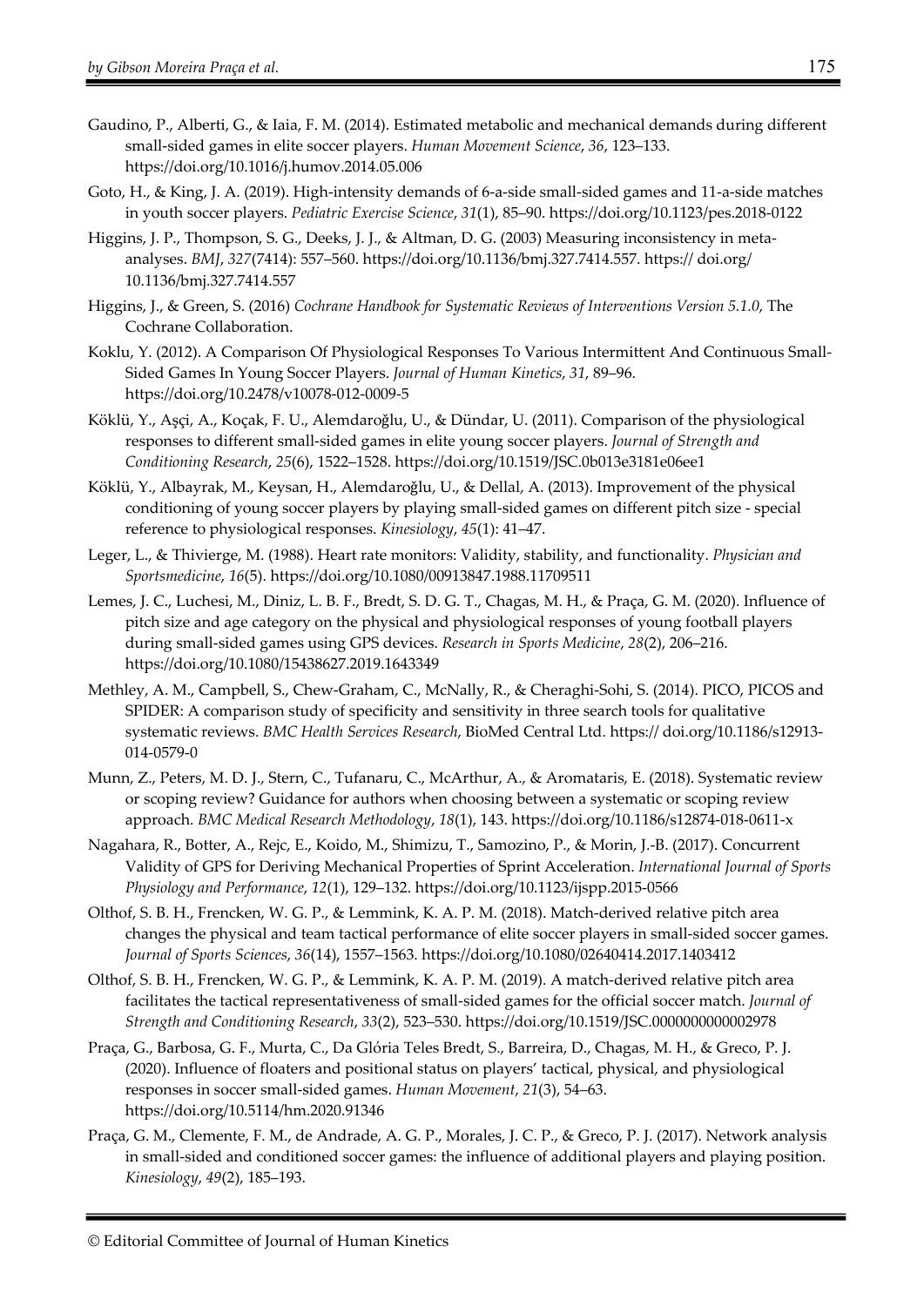Gaudino, P., Alberti, G., & Iaia, F. M. (2014). Estimated metabolic and mechanical demands during different small-sided games in elite soccer players. *Human Movement Science*, *36*, 123–133. https://doi.org/10.1016/j.humov.2014.05.006

Goto, H., & King, J. A. (2019). High-intensity demands of 6-a-side small-sided games and 11-a-side matches in youth soccer players. *Pediatric Exercise Science*, *31*(1), 85–90. https://doi.org/10.1123/pes.2018-0122

Higgins, J. P., Thompson, S. G., Deeks, J. J., & Altman, D. G. (2003) Measuring inconsistency in meta-analyses. *BMJ*, *327*(7414): 557–560. https://doi.org/10.1136/bmj.327.7414.557. https:// doi.org/ 10.1136/bmj.327.7414.557

Higgins, J., & Green, S. (2016) *Cochrane Handbook for Systematic Reviews of Interventions Version 5.1.0*, The Cochrane Collaboration.

Koklu, Y. (2012). A Comparison Of Physiological Responses To Various Intermittent And Continuous Small-Sided Games In Young Soccer Players. *Journal of Human Kinetics*, *31*, 89–96. https://doi.org/10.2478/v10078-012-0009-5

Köklü, Y., Aşçi, A., Koçak, F. U., Alemdaroğlu, U., & Dündar, U. (2011). Comparison of the physiological responses to different small-sided games in elite young soccer players. *Journal of Strength and Conditioning Research*, *25*(6), 1522–1528. https://doi.org/10.1519/JSC.0b013e3181e06ee1

Köklü, Y., Albayrak, M., Keysan, H., Alemdaroğlu, U., & Dellal, A. (2013). Improvement of the physical conditioning of young soccer players by playing small-sided games on different pitch size - special reference to physiological responses. *Kinesiology*, *45*(1): 41–47.

Leger, L., & Thivierge, M. (1988). Heart rate monitors: Validity, stability, and functionality. *Physician and Sportsmedicine*, *16*(5). https://doi.org/10.1080/00913847.1988.11709511

Lemes, J. C., Luchesi, M., Diniz, L. B. F., Bredt, S. D. G. T., Chagas, M. H., & Praça, G. M. (2020). Influence of pitch size and age category on the physical and physiological responses of young football players during small-sided games using GPS devices. *Research in Sports Medicine*, *28*(2), 206–216. https://doi.org/10.1080/15438627.2019.1643349

Methley, A. M., Campbell, S., Chew-Graham, C., McNally, R., & Cheraghi-Sohi, S. (2014). PICO, PICOS and SPIDER: A comparison study of specificity and sensitivity in three search tools for qualitative systematic reviews. *BMC Health Services Research*, BioMed Central Ltd. https:// doi.org/10.1186/s12913-014-0579-0

Munn, Z., Peters, M. D. J., Stern, C., Tufanaru, C., McArthur, A., & Aromataris, E. (2018). Systematic review or scoping review? Guidance for authors when choosing between a systematic or scoping review approach. *BMC Medical Research Methodology*, *18*(1), 143. https://doi.org/10.1186/s12874-018-0611-x

Nagahara, R., Botter, A., Rejc, E., Koido, M., Shimizu, T., Samozino, P., & Morin, J.-B. (2017). Concurrent Validity of GPS for Deriving Mechanical Properties of Sprint Acceleration. *International Journal of Sports Physiology and Performance*, *12*(1), 129–132. https://doi.org/10.1123/ijspp.2015-0566

Olthof, S. B. H., Frencken, W. G. P., & Lemmink, K. A. P. M. (2018). Match-derived relative pitch area changes the physical and team tactical performance of elite soccer players in small-sided soccer games. *Journal of Sports Sciences*, *36*(14), 1557–1563. https://doi.org/10.1080/02640414.2017.1403412

Olthof, S. B. H., Frencken, W. G. P., & Lemmink, K. A. P. M. (2019). A match-derived relative pitch area facilitates the tactical representativeness of small-sided games for the official soccer match. *Journal of Strength and Conditioning Research*, *33*(2), 523–530. https://doi.org/10.1519/JSC.0000000000002978

Praça, G., Barbosa, G. F., Murta, C., Da Glória Teles Bredt, S., Barreira, D., Chagas, M. H., & Greco, P. J. (2020). Influence of floaters and positional status on players' tactical, physical, and physiological responses in soccer small-sided games. *Human Movement*, *21*(3), 54–63. https://doi.org/10.5114/hm.2020.91346

Praça, G. M., Clemente, F. M., de Andrade, A. G. P., Morales, J. C. P., & Greco, P. J. (2017). Network analysis in small-sided and conditioned soccer games: the influence of additional players and playing position. *Kinesiology*, *49*(2), 185–193.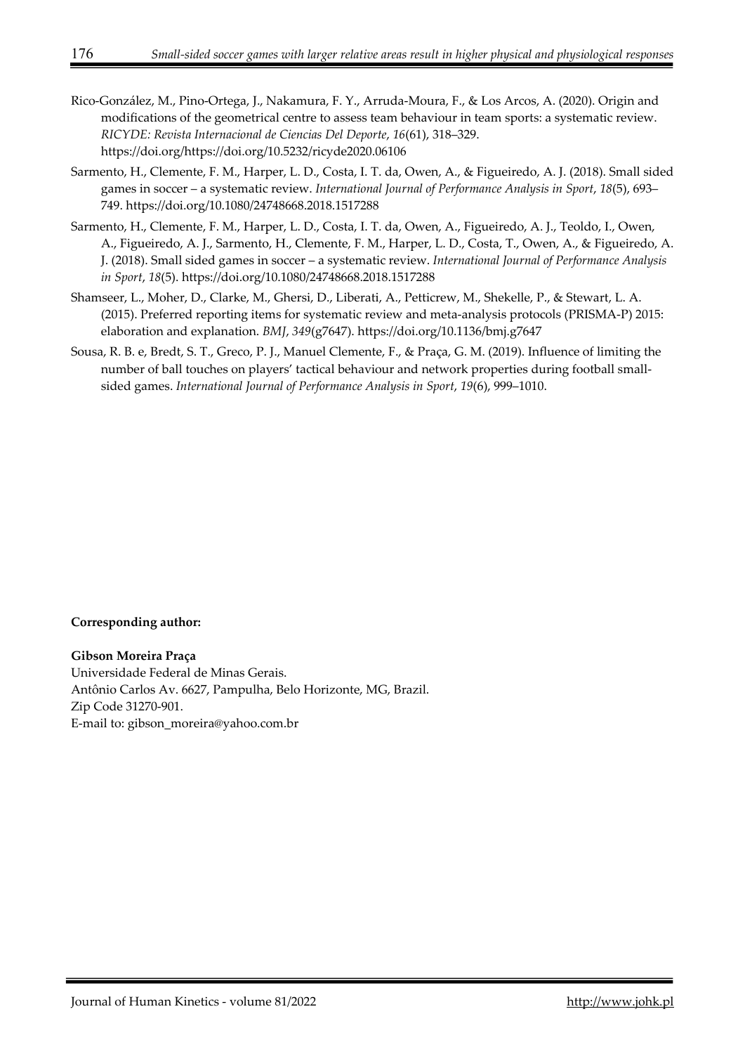Rico-González, M., Pino-Ortega, J., Nakamura, F. Y., Arruda-Moura, F., & Los Arcos, A. (2020). Origin and modifications of the geometrical centre to assess team behaviour in team sports: a systematic review. *RICYDE: Revista Internacional de Ciencias Del Deporte*, *16*(61), 318–329. https://doi.org/https://doi.org/10.5232/ricyde2020.06106

Sarmento, H., Clemente, F. M., Harper, L. D., Costa, I. T. da, Owen, A., & Figueiredo, A. J. (2018). Small sided games in soccer – a systematic review. *International Journal of Performance Analysis in Sport*, *18*(5), 693–749. https://doi.org/10.1080/24748668.2018.1517288

Sarmento, H., Clemente, F. M., Harper, L. D., Costa, I. T. da, Owen, A., Figueiredo, A. J., Teoldo, I., Owen, A., Figueiredo, A. J., Sarmento, H., Clemente, F. M., Harper, L. D., Costa, T., Owen, A., & Figueiredo, A. J. (2018). Small sided games in soccer – a systematic review. *International Journal of Performance Analysis in Sport*, *18*(5). https://doi.org/10.1080/24748668.2018.1517288

Shamseer, L., Moher, D., Clarke, M., Ghersi, D., Liberati, A., Petticrew, M., Shekelle, P., & Stewart, L. A. (2015). Preferred reporting items for systematic review and meta-analysis protocols (PRISMA-P) 2015: elaboration and explanation. *BMJ*, *349*(g7647). https://doi.org/10.1136/bmj.g7647

Sousa, R. B. e, Bredt, S. T., Greco, P. J., Manuel Clemente, F., & Praça, G. M. (2019). Influence of limiting the number of ball touches on players' tactical behaviour and network properties during football small-sided games. *International Journal of Performance Analysis in Sport*, *19*(6), 999–1010.

**Corresponding author:**

**Gibson Moreira Praça**
Universidade Federal de Minas Gerais.
Antônio Carlos Av. 6627, Pampulha, Belo Horizonte, MG, Brazil.
Zip Code 31270-901.
E-mail to: gibson_moreira@yahoo.com.br